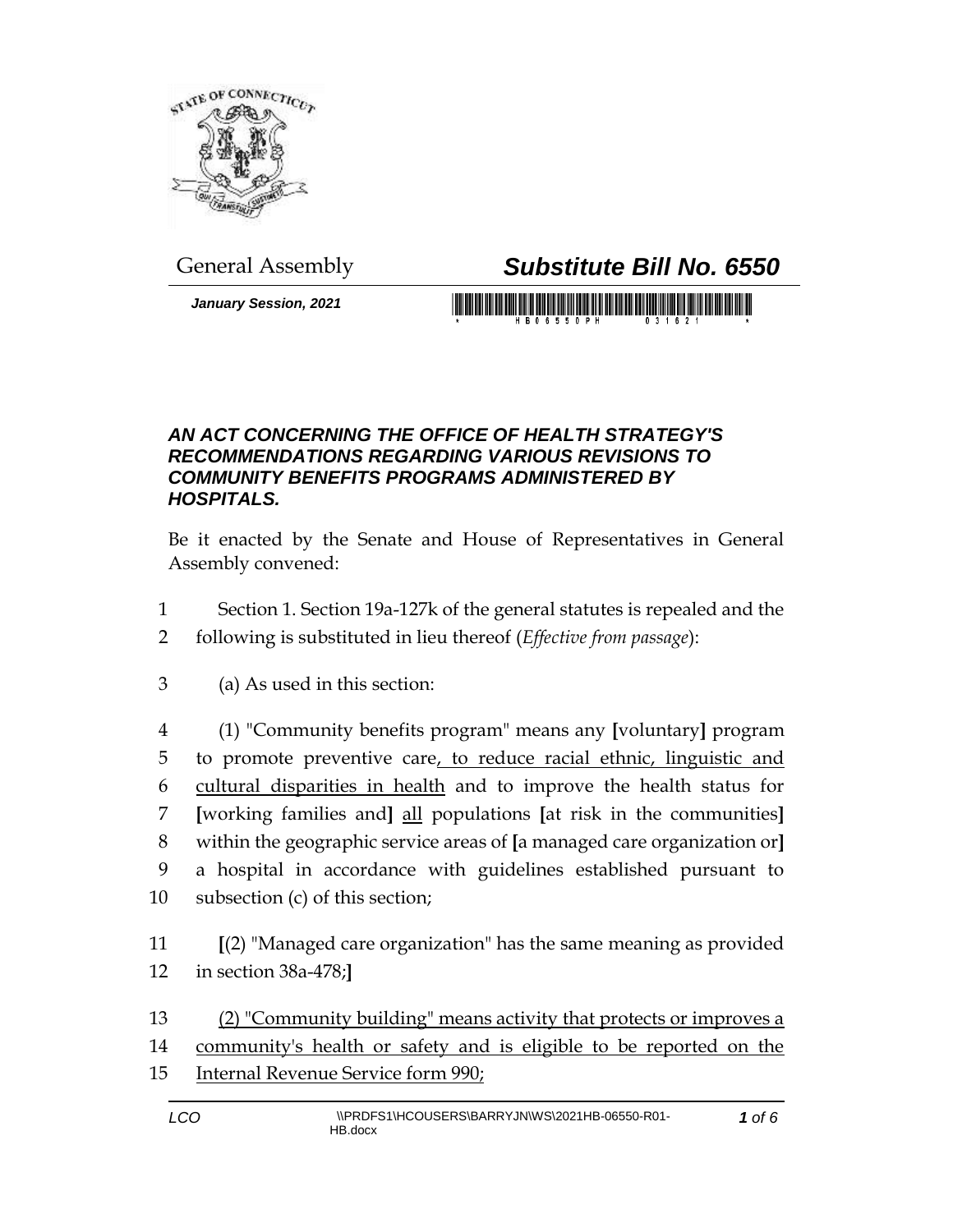General Assembly

# *Substitute Bill No. 6550*

*January Session, 2021*

## *AN ACT CONCERNING THE OFFICE OF HEALTH STRATEGY'S RECOMMENDATIONS REGARDING VARIOUS REVISIONS TO COMMUNITY BENEFITS PROGRAMS ADMINISTERED BY HOSPITALS.*

Be it enacted by the Senate and House of Representatives in General Assembly convened:

1 Section 1. Section 19a-127k of the general statutes is repealed and the
2 following is substituted in lieu thereof (*Effective from passage*):

3 (a) As used in this section:

4 (1) "Community benefits program" means any **[**voluntary**]** program
5 to promote preventive care<u>, to reduce racial ethnic, linguistic and</u>
6 <u>cultural disparities in health</u> and to improve the health status for
7 **[**working families and**]** <u>all</u> populations **[**at risk in the communities**]**
8 within the geographic service areas of **[**a managed care organization or**]**
9 a hospital in accordance with guidelines established pursuant to
10 subsection (c) of this section;

11 **[**(2) "Managed care organization" has the same meaning as provided
12 in section 38a-478;**]**

13 <u>(2) "Community building" means activity that protects or improves a</u>
14 <u>community's health or safety and is eligible to be reported on the</u>
15 <u>Internal Revenue Service form 990;</u>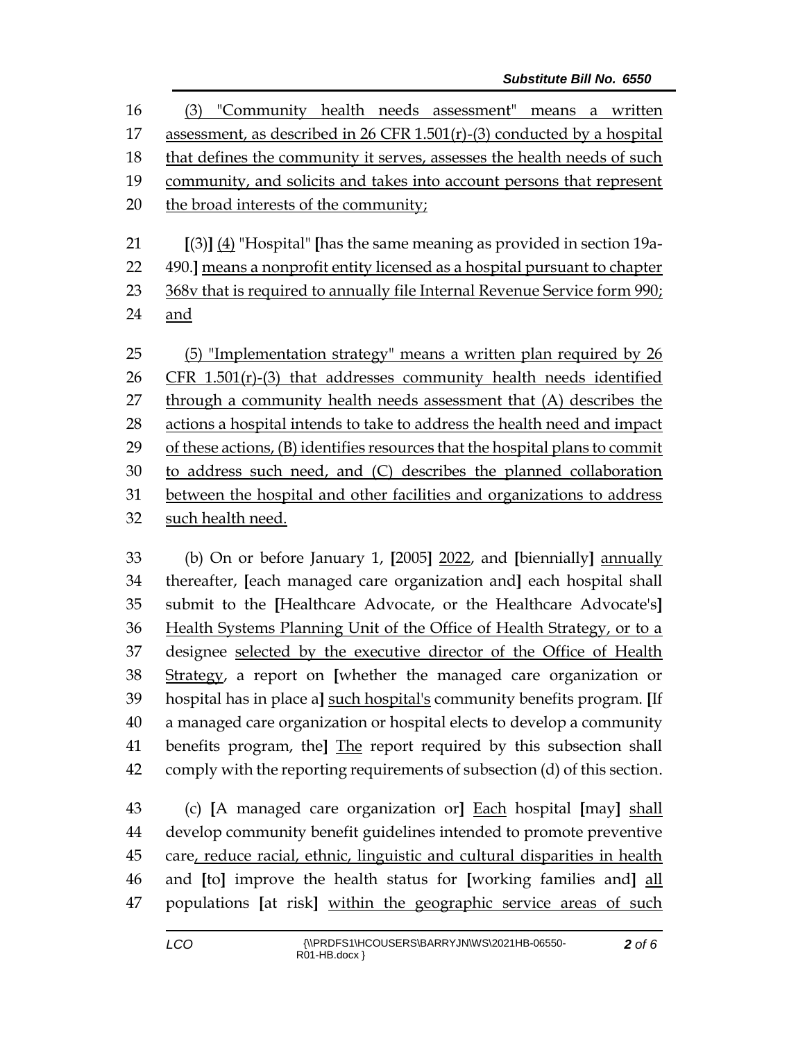(3) "Community health needs assessment" means a written assessment, as described in 26 CFR 1.501(r)-(3) conducted by a hospital that defines the community it serves, assesses the health needs of such community, and solicits and takes into account persons that represent the broad interests of the community;

[(3)] (4) "Hospital" [has the same meaning as provided in section 19a-490.] means a nonprofit entity licensed as a hospital pursuant to chapter 368v that is required to annually file Internal Revenue Service form 990; and

(5) "Implementation strategy" means a written plan required by 26 CFR 1.501(r)-(3) that addresses community health needs identified through a community health needs assessment that (A) describes the actions a hospital intends to take to address the health need and impact of these actions, (B) identifies resources that the hospital plans to commit to address such need, and (C) describes the planned collaboration between the hospital and other facilities and organizations to address such health need.

(b) On or before January 1, [2005] 2022, and [biennially] annually thereafter, [each managed care organization and] each hospital shall submit to the [Healthcare Advocate, or the Healthcare Advocate's] Health Systems Planning Unit of the Office of Health Strategy, or to a designee selected by the executive director of the Office of Health Strategy, a report on [whether the managed care organization or hospital has in place a] such hospital's community benefits program. [If a managed care organization or hospital elects to develop a community benefits program, the] The report required by this subsection shall comply with the reporting requirements of subsection (d) of this section.

(c) [A managed care organization or] Each hospital [may] shall develop community benefit guidelines intended to promote preventive care, reduce racial, ethnic, linguistic and cultural disparities in health and [to] improve the health status for [working families and] all populations [at risk] within the geographic service areas of such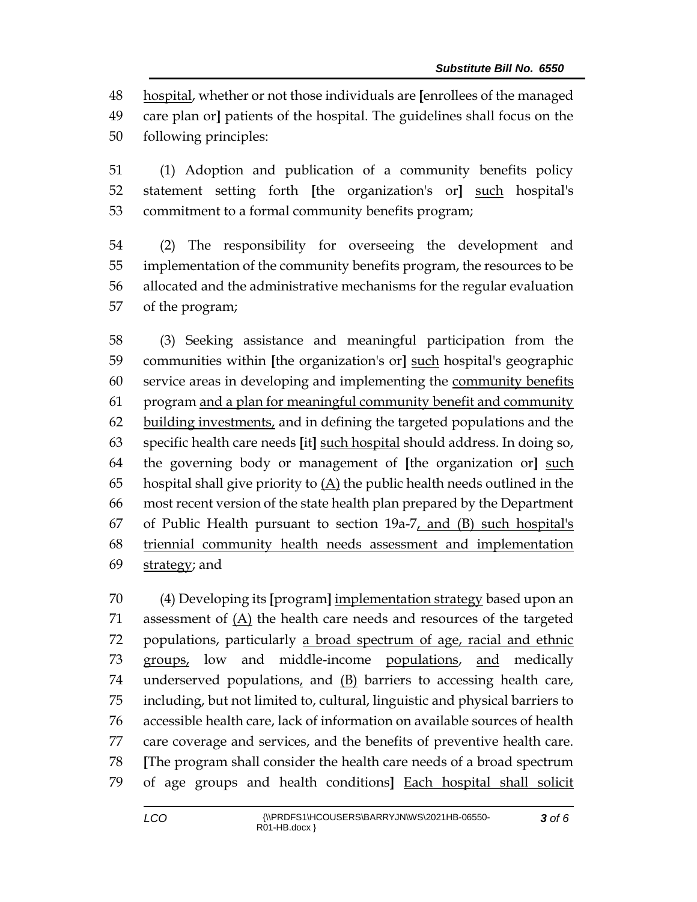hospital, whether or not those individuals are [enrollees of the managed care plan or] patients of the hospital. The guidelines shall focus on the following principles:

(1) Adoption and publication of a community benefits policy statement setting forth [the organization's or] such hospital's commitment to a formal community benefits program;

(2) The responsibility for overseeing the development and implementation of the community benefits program, the resources to be allocated and the administrative mechanisms for the regular evaluation of the program;

(3) Seeking assistance and meaningful participation from the communities within [the organization's or] such hospital's geographic service areas in developing and implementing the community benefits program and a plan for meaningful community benefit and community building investments, and in defining the targeted populations and the specific health care needs [it] such hospital should address. In doing so, the governing body or management of [the organization or] such hospital shall give priority to (A) the public health needs outlined in the most recent version of the state health plan prepared by the Department of Public Health pursuant to section 19a-7, and (B) such hospital's triennial community health needs assessment and implementation strategy; and

(4) Developing its [program] implementation strategy based upon an assessment of (A) the health care needs and resources of the targeted populations, particularly a broad spectrum of age, racial and ethnic groups, low and middle-income populations, and medically underserved populations, and (B) barriers to accessing health care, including, but not limited to, cultural, linguistic and physical barriers to accessible health care, lack of information on available sources of health care coverage and services, and the benefits of preventive health care. [The program shall consider the health care needs of a broad spectrum of age groups and health conditions] Each hospital shall solicit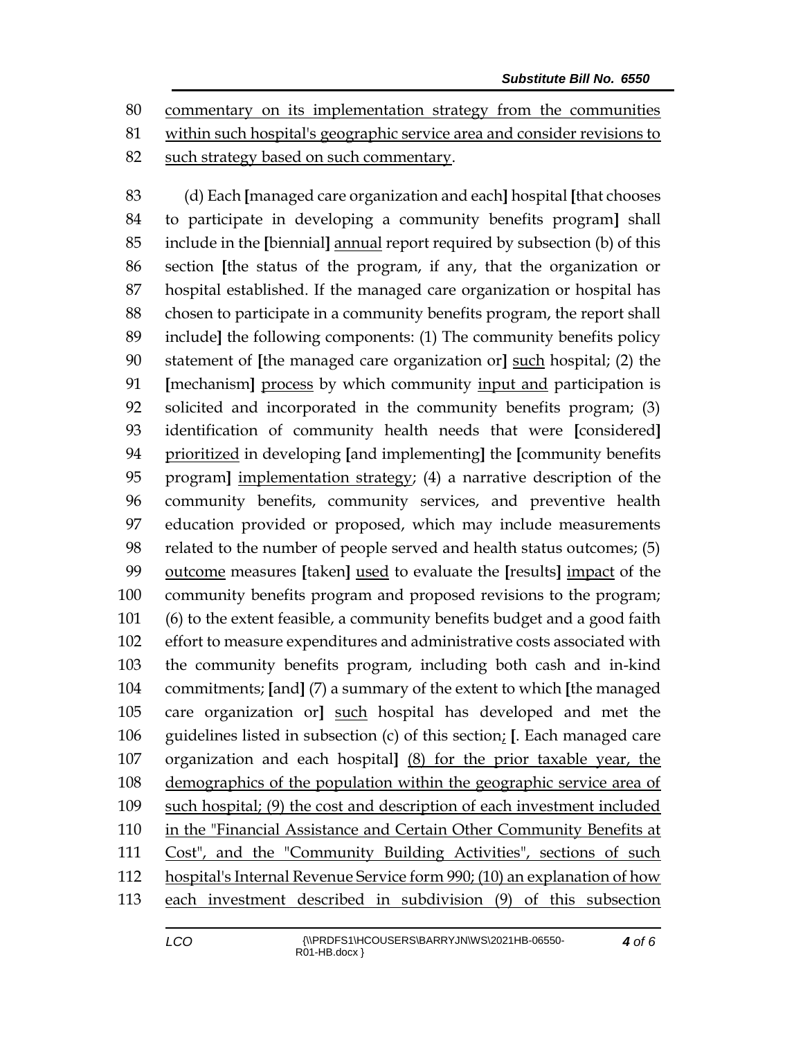80 commentary on its implementation strategy from the communities
81 within such hospital's geographic service area and consider revisions to
82 such strategy based on such commentary.

83 (d) Each [managed care organization and each] hospital [that chooses
84 to participate in developing a community benefits program] shall
85 include in the [biennial] annual report required by subsection (b) of this
86 section [the status of the program, if any, that the organization or
87 hospital established. If the managed care organization or hospital has
88 chosen to participate in a community benefits program, the report shall
89 include] the following components: (1) The community benefits policy
90 statement of [the managed care organization or] such hospital; (2) the
91 [mechanism] process by which community input and participation is
92 solicited and incorporated in the community benefits program; (3)
93 identification of community health needs that were [considered]
94 prioritized in developing [and implementing] the [community benefits
95 program] implementation strategy; (4) a narrative description of the
96 community benefits, community services, and preventive health
97 education provided or proposed, which may include measurements
98 related to the number of people served and health status outcomes; (5)
99 outcome measures [taken] used to evaluate the [results] impact of the
100 community benefits program and proposed revisions to the program;
101 (6) to the extent feasible, a community benefits budget and a good faith
102 effort to measure expenditures and administrative costs associated with
103 the community benefits program, including both cash and in-kind
104 commitments; [and] (7) a summary of the extent to which [the managed
105 care organization or] such hospital has developed and met the
106 guidelines listed in subsection (c) of this section; [. Each managed care
107 organization and each hospital] (8) for the prior taxable year, the
108 demographics of the population within the geographic service area of
109 such hospital; (9) the cost and description of each investment included
110 in the "Financial Assistance and Certain Other Community Benefits at
111 Cost", and the "Community Building Activities", sections of such
112 hospital's Internal Revenue Service form 990; (10) an explanation of how
113 each investment described in subdivision (9) of this subsection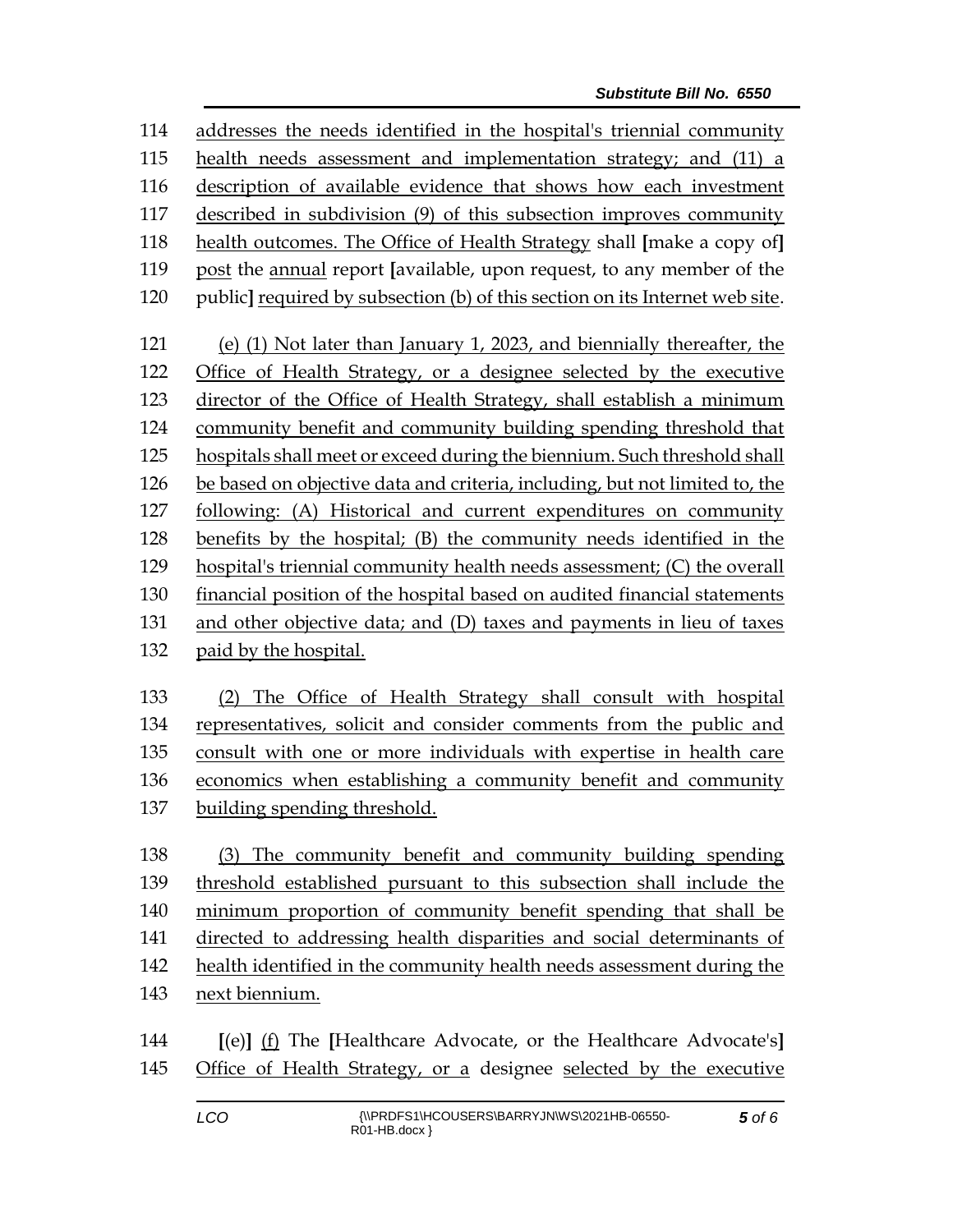114 addresses the needs identified in the hospital's triennial community
115 health needs assessment and implementation strategy; and (11) a
116 description of available evidence that shows how each investment
117 described in subdivision (9) of this subsection improves community
118 health outcomes. The Office of Health Strategy shall [make a copy of]
119 post the annual report [available, upon request, to any member of the
120 public] required by subsection (b) of this section on its Internet web site.

121 (e) (1) Not later than January 1, 2023, and biennially thereafter, the
122 Office of Health Strategy, or a designee selected by the executive
123 director of the Office of Health Strategy, shall establish a minimum
124 community benefit and community building spending threshold that
125 hospitals shall meet or exceed during the biennium. Such threshold shall
126 be based on objective data and criteria, including, but not limited to, the
127 following: (A) Historical and current expenditures on community
128 benefits by the hospital; (B) the community needs identified in the
129 hospital's triennial community health needs assessment; (C) the overall
130 financial position of the hospital based on audited financial statements
131 and other objective data; and (D) taxes and payments in lieu of taxes
132 paid by the hospital.

133 (2) The Office of Health Strategy shall consult with hospital
134 representatives, solicit and consider comments from the public and
135 consult with one or more individuals with expertise in health care
136 economics when establishing a community benefit and community
137 building spending threshold.

138 (3) The community benefit and community building spending
139 threshold established pursuant to this subsection shall include the
140 minimum proportion of community benefit spending that shall be
141 directed to addressing health disparities and social determinants of
142 health identified in the community health needs assessment during the
143 next biennium.

144 [(e)] (f) The [Healthcare Advocate, or the Healthcare Advocate's]
145 Office of Health Strategy, or a designee selected by the executive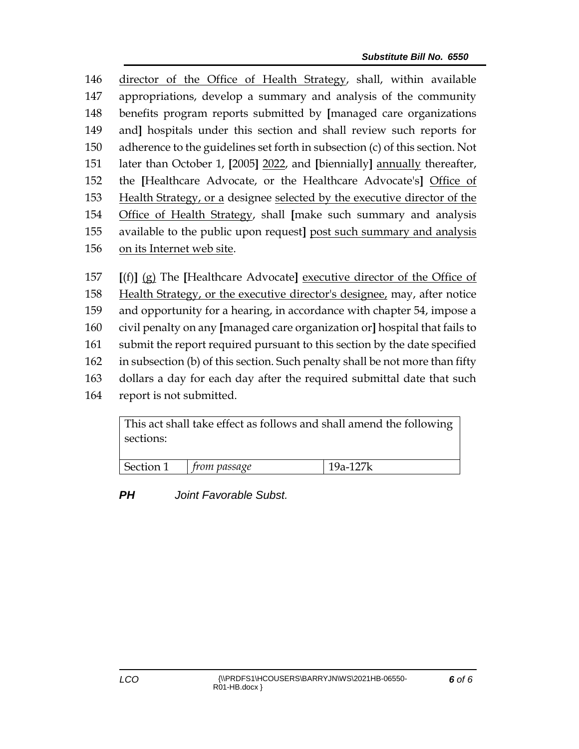146 director of the Office of Health Strategy, shall, within available
147 appropriations, develop a summary and analysis of the community
148 benefits program reports submitted by [managed care organizations
149 and] hospitals under this section and shall review such reports for
150 adherence to the guidelines set forth in subsection (c) of this section. Not
151 later than October 1, [2005] 2022, and [biennially] annually thereafter,
152 the [Healthcare Advocate, or the Healthcare Advocate's] Office of
153 Health Strategy, or a designee selected by the executive director of the
154 Office of Health Strategy, shall [make such summary and analysis
155 available to the public upon request] post such summary and analysis
156 on its Internet web site.

157 [(f)] (g) The [Healthcare Advocate] executive director of the Office of
158 Health Strategy, or the executive director's designee, may, after notice
159 and opportunity for a hearing, in accordance with chapter 54, impose a
160 civil penalty on any [managed care organization or] hospital that fails to
161 submit the report required pursuant to this section by the date specified
162 in subsection (b) of this section. Such penalty shall be not more than fifty
163 dollars a day for each day after the required submittal date that such
164 report is not submitted.

| This act shall take effect as follows and shall amend the following sections: | | |
|---|---|---|
| Section 1 | *from passage* | 19a-127k |

***PH*** *Joint Favorable Subst.*